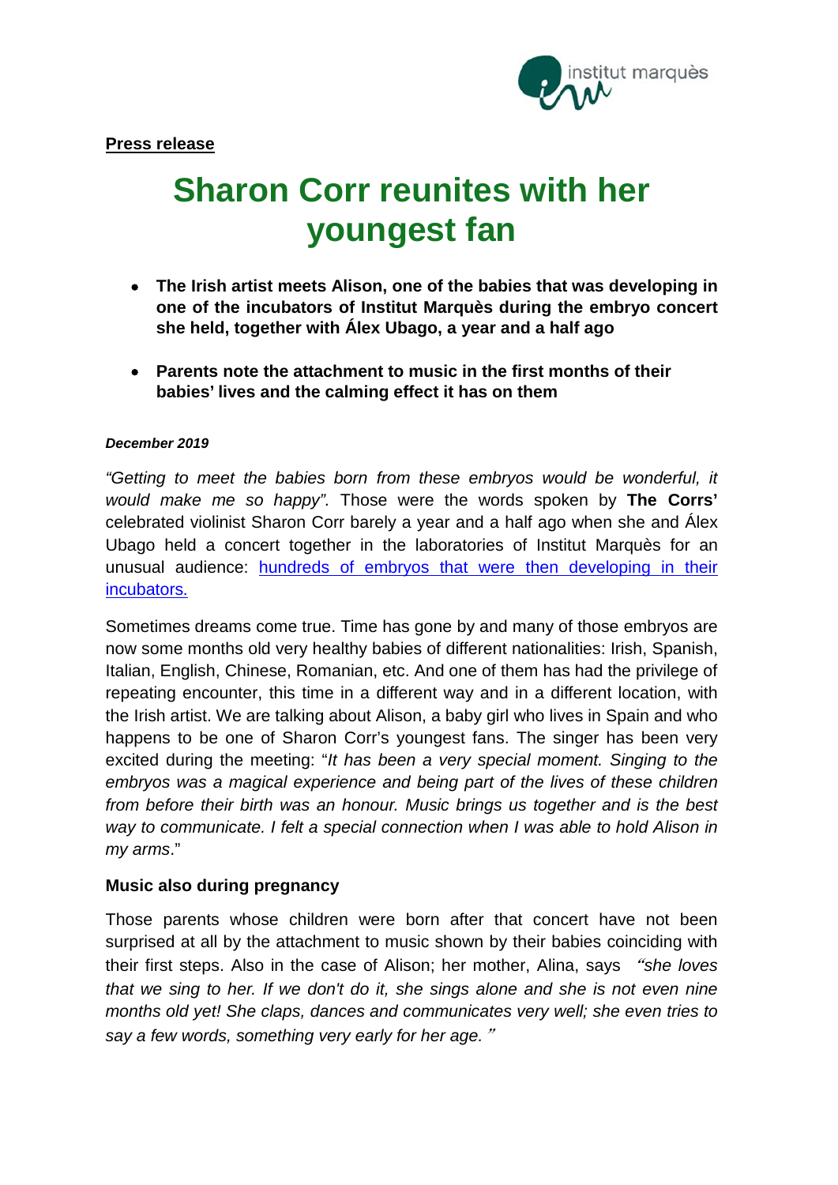**Press release**

# Sharon Corr reunites with her youngest fan

- **The Irish artist meets Alison, one of the babies that was developing in one of the incubators of Institut Marquès during the embryo concert she held, together with Álex Ubago, a year and a half ago**
- **Parents note the attachment to music in the first months of their babies' lives and the calming effect it has on them**

***December 2019***

*"Getting to meet the babies born from these embryos would be wonderful, it would make me so happy".* Those were the words spoken by **The Corrs'** celebrated violinist Sharon Corr barely a year and a half ago when she and Álex Ubago held a concert together in the laboratories of Institut Marquès for an unusual audience: hundreds of embryos that were then developing in their incubators.

Sometimes dreams come true. Time has gone by and many of those embryos are now some months old very healthy babies of different nationalities: Irish, Spanish, Italian, English, Chinese, Romanian, etc. And one of them has had the privilege of repeating encounter, this time in a different way and in a different location, with the Irish artist. We are talking about Alison, a baby girl who lives in Spain and who happens to be one of Sharon Corr's youngest fans. The singer has been very excited during the meeting: "*It has been a very special moment. Singing to the embryos was a magical experience and being part of the lives of these children from before their birth was an honour. Music brings us together and is the best way to communicate. I felt a special connection when I was able to hold Alison in my arms*."

### Music also during pregnancy

Those parents whose children were born after that concert have not been surprised at all by the attachment to music shown by their babies coinciding with their first steps. Also in the case of Alison; her mother, Alina, says *"she loves that we sing to her. If we don't do it, she sings alone and she is not even nine months old yet! She claps, dances and communicates very well; she even tries to say a few words, something very early for her age."*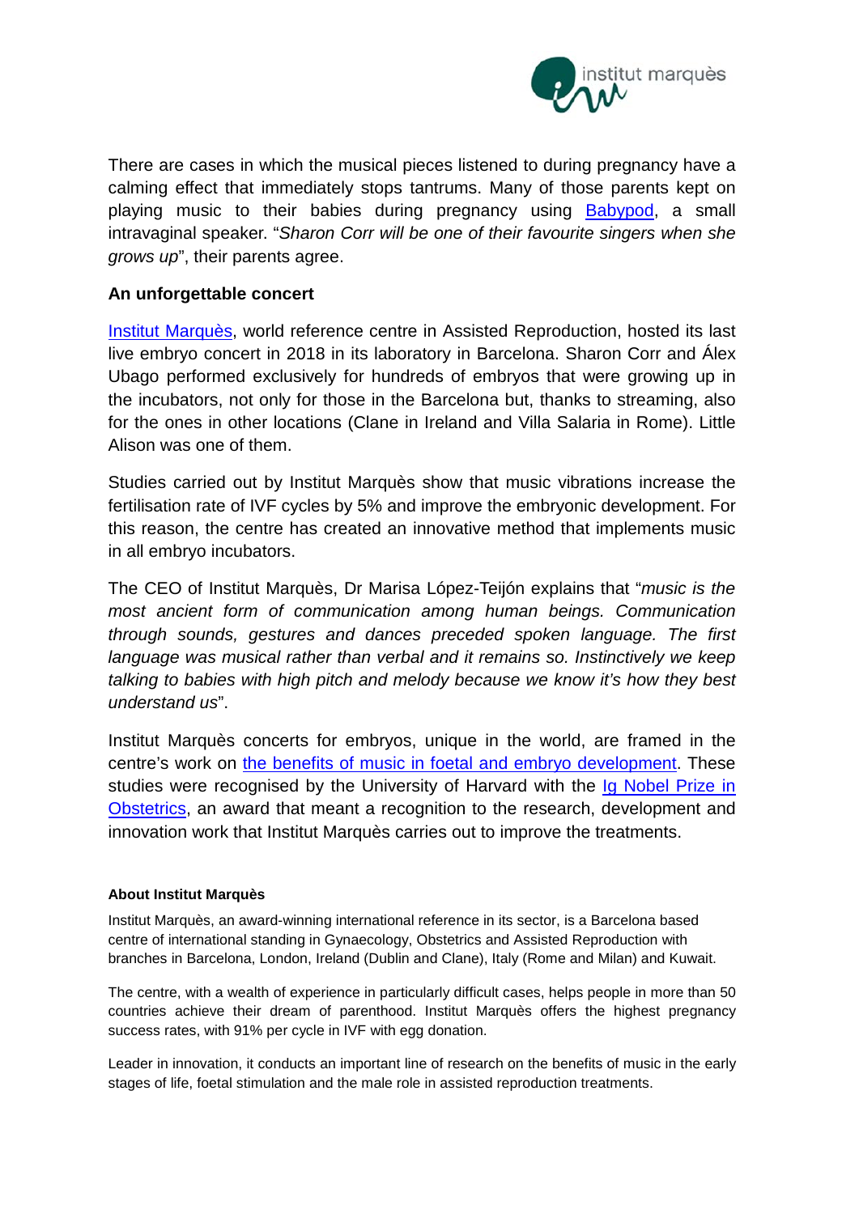There are cases in which the musical pieces listened to during pregnancy have a calming effect that immediately stops tantrums. Many of those parents kept on playing music to their babies during pregnancy using Babypod, a small intravaginal speaker. "*Sharon Corr will be one of their favourite singers when she grows up*", their parents agree.

**An unforgettable concert**

Institut Marquès, world reference centre in Assisted Reproduction, hosted its last live embryo concert in 2018 in its laboratory in Barcelona. Sharon Corr and Álex Ubago performed exclusively for hundreds of embryos that were growing up in the incubators, not only for those in the Barcelona but, thanks to streaming, also for the ones in other locations (Clane in Ireland and Villa Salaria in Rome). Little Alison was one of them.

Studies carried out by Institut Marquès show that music vibrations increase the fertilisation rate of IVF cycles by 5% and improve the embryonic development. For this reason, the centre has created an innovative method that implements music in all embryo incubators.

The CEO of Institut Marquès, Dr Marisa López-Teijón explains that "*music is the most ancient form of communication among human beings. Communication through sounds, gestures and dances preceded spoken language. The first language was musical rather than verbal and it remains so. Instinctively we keep talking to babies with high pitch and melody because we know it's how they best understand us*".

Institut Marquès concerts for embryos, unique in the world, are framed in the centre's work on the benefits of music in foetal and embryo development. These studies were recognised by the University of Harvard with the Ig Nobel Prize in Obstetrics, an award that meant a recognition to the research, development and innovation work that Institut Marquès carries out to improve the treatments.

**About Institut Marquès**

Institut Marquès, an award-winning international reference in its sector, is a Barcelona based centre of international standing in Gynaecology, Obstetrics and Assisted Reproduction with branches in Barcelona, London, Ireland (Dublin and Clane), Italy (Rome and Milan) and Kuwait.

The centre, with a wealth of experience in particularly difficult cases, helps people in more than 50 countries achieve their dream of parenthood. Institut Marquès offers the highest pregnancy success rates, with 91% per cycle in IVF with egg donation.

Leader in innovation, it conducts an important line of research on the benefits of music in the early stages of life, foetal stimulation and the male role in assisted reproduction treatments.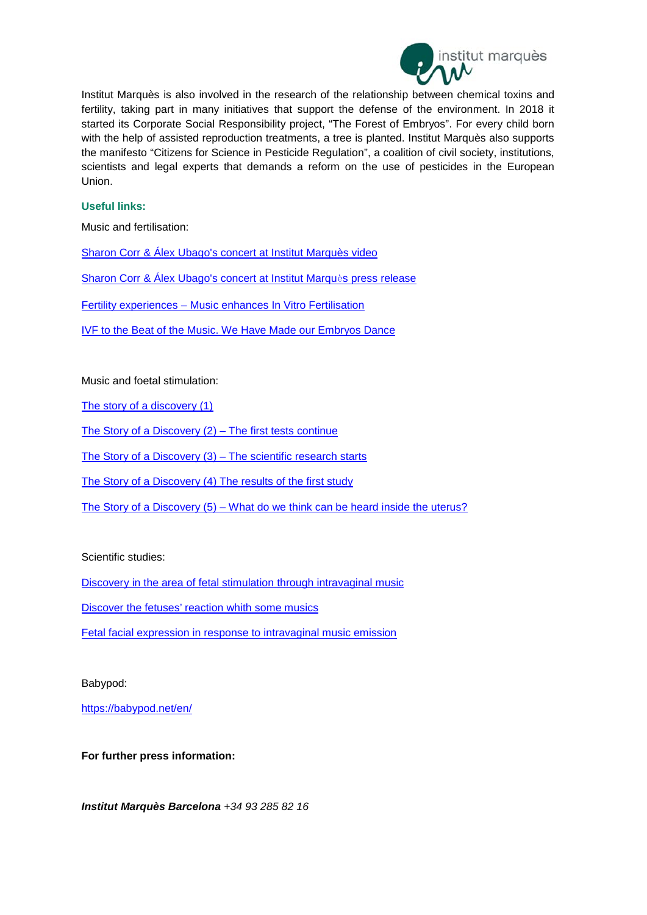Institut Marquès is also involved in the research of the relationship between chemical toxins and fertility, taking part in many initiatives that support the defense of the environment. In 2018 it started its Corporate Social Responsibility project, "The Forest of Embryos". For every child born with the help of assisted reproduction treatments, a tree is planted. Institut Marquès also supports the manifesto "Citizens for Science in Pesticide Regulation", a coalition of civil society, institutions, scientists and legal experts that demands a reform on the use of pesticides in the European Union.

**Useful links:**

Music and fertilisation:

Sharon Corr & Álex Ubago's concert at Institut Marquès video

Sharon Corr & Álex Ubago's concert at Institut Marquès press release

Fertility experiences – Music enhances In Vitro Fertilisation

IVF to the Beat of the Music. We Have Made our Embryos Dance

Music and foetal stimulation:

The story of a discovery (1)

The Story of a Discovery (2) – The first tests continue

The Story of a Discovery (3) – The scientific research starts

The Story of a Discovery (4) The results of the first study

The Story of a Discovery (5) – What do we think can be heard inside the uterus?

Scientific studies:

Discovery in the area of fetal stimulation through intravaginal music

Discover the fetuses' reaction whith some musics

Fetal facial expression in response to intravaginal music emission

Babypod:

https://babypod.net/en/

**For further press information:**

***Institut Marquès Barcelona*** *+34 93 285 82 16*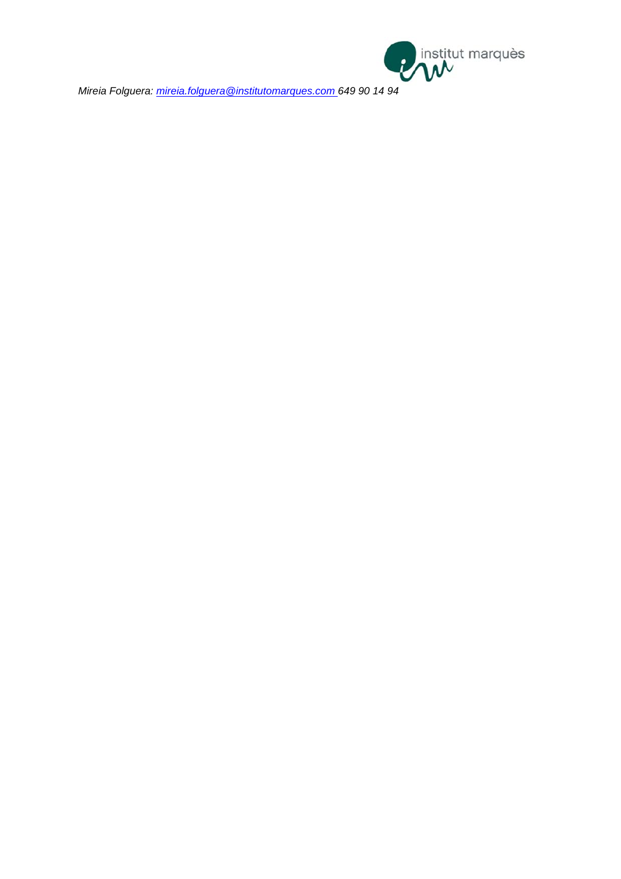*Mireia Folguera: [mireia.folguera@institutomarques.com](mailto:mireia.folguera@institutomarques.com) 649 90 14 94*